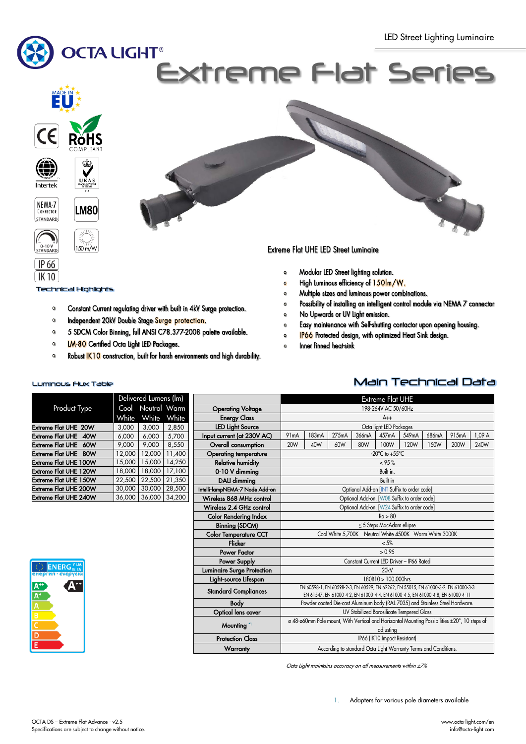LED Street Lighting Luminaire

# OCTA LIGHT®

# Extreme Flat Series

Extreme Flat UHE LED Street Luminaire

- Modular LED Street lighting solution.
- High Luminous efficiency of 150lm/W.
- Multiple sizes and luminous power combinations.
- Possibility of installing an intelligent control module via NEMA 7 connector
- No Upwards or UV light emission.
- Easy maintenance with Self-shutting contactor upon opening housing.
- IP66 Protected design, with optimized Heat Sink design.
- Inner finned heat-sink

MADE IN EU | CE | RoHS COMPLIANT | Intertek | UKAS | NEMA-7 Connector Standard | LM80 | 0-10V Standard | 150 lm/W | IP 66 | IK 10

## Technical Highlights

- Constant Current regulating driver with built in 4kV Surge protection.
- Independent 20kV Double Stage Surge protection.
- 5 SDCM Color Binning, full ANSI C78.377-2008 palette available.
- LM-80 Certified Octa Light LED Packages.
- Robust IK10 construction, built for harsh environments and high durability.

## Luminous Flux Table

| Product Type | Delivered Lumens (lm) Cool White | Neutral White | Warm White |
|---|---|---|---|
| Extreme Flat UHE 20W | 3,000 | 3,000 | 2,850 |
| Extreme Flat UHE 40W | 6,000 | 6,000 | 5,700 |
| Extreme Flat UHE 60W | 9,000 | 9,000 | 8,550 |
| Extreme Flat UHE 80W | 12,000 | 12,000 | 11,400 |
| Extreme Flat UHE 100W | 15,000 | 15,000 | 14,250 |
| Extreme Flat UHE 120W | 18,000 | 18,000 | 17,100 |
| Extreme Flat UHE 150W | 22,500 | 22,500 | 21,350 |
| Extreme Flat UHE 200W | 30,000 | 30,000 | 28,500 |
| Extreme Flat UHE 240W | 36,000 | 36,000 | 34,200 |

ENERGY A++

## Main Technical Data

| | Extreme Flat UHE | | | | | | | | |
|---|---|---|---|---|---|---|---|---|---|
| Operating Voltage | 198-264V AC 50/60Hz | | | | | | | | |
| Energy Class | A++ | | | | | | | | |
| LED Light Source | Octa light LED Packages | | | | | | | | |
| Input current (at 230V AC) | 91mA | 183mA | 275mA | 366mA | 457mA | 549mA | 686mA | 915mA | 1,09 A |
| Overall consumption | 20W | 40W | 60W | 80W | 100W | 120W | 150W | 200W | 240W |
| Operating temperature | -20°C to +55°C | | | | | | | | |
| Relative humidity | < 95 % | | | | | | | | |
| 0-10 V dimming | Built in. | | | | | | | | |
| DALI dimming | Built in | | | | | | | | |
| Intelli-lampNEMA-7 Node Add-on | Optional Add-on [INT Suffix to order code] | | | | | | | | |
| Wireless 868 MHz control | Optional Add-on. [W08 Suffix to order code] | | | | | | | | |
| Wireless 2.4 GHz control | Optional Add-on. [W24 Suffix to order code] | | | | | | | | |
| Color Rendering Index | Ra > 80 | | | | | | | | |
| Binning (SDCM) | ≤ 5 Steps MacAdam ellipse | | | | | | | | |
| Color Temperature CCT | Cool White 5,700K Neutral White 4500K Warm White 3000K | | | | | | | | |
| Flicker | < 5% | | | | | | | | |
| Power Factor | > 0.95 | | | | | | | | |
| Power Supply | Constant Current LED Driver – IP66 Rated | | | | | | | | |
| Luminaire Surge Protection | 20kV | | | | | | | | |
| Light-source Lifespan | L80B10 > 100,000hrs | | | | | | | | |
| Standard Compliances | EN 60598-1, EN 60598-2-3, EN 60529, EN 62262, EN 55015, EN 61000-3-2, EN 61000-3-3 EN 61547, EN 61000-4-2, EN 61000-4-4, EN 61000-4-5, EN 61000-4-8, EN 61000-4-11 | | | | | | | | |
| Body | Powder coated Die-cast Aluminum body (RAL 7035) and Stainless Steel Hardware. | | | | | | | | |
| Optical lens cover | UV Stabilized Borosilicate Tempered Glass | | | | | | | | |
| Mounting [*1] | ø 48-ø60mm Pole mount, With Vertical and Horizontal Mounting Possibilities ±20°, 10 steps of adjusting | | | | | | | | |
| Protection Class | IP66 (IK10 Impact Resistant) | | | | | | | | |
| Warranty | According to standard Octa Light Warranty Terms and Conditions. | | | | | | | | |

*Octa Light maintains accuracy on all measurements within ±7%*

1. Adapters for various pole diameters available

OCTA DS – Extreme Flat Advance - v2.5
Specifications are subject to change without notice.

www.octa-light.com/en
info@octa-light.com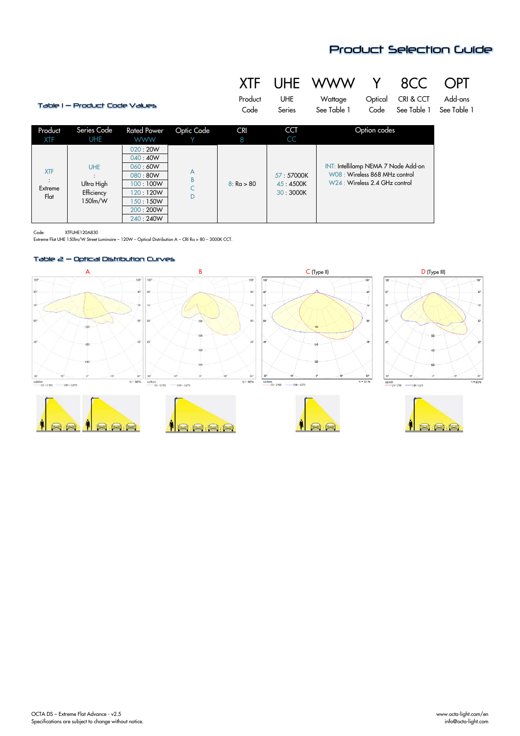# Product Selection Guide

| XTF | UHE | WWW | Y | 8CC | OPT |
|---|---|---|---|---|---|
| Product Code | UHE Series | Wattage See Table 1 | Optical Code | CRI & CCT See Table 1 | Add-ons See Table 1 |

## Table 1 – Product Code Values

| Product XTF | Series Code UHE | Rated Power WWW | Optic Code Y | CRI 8 | CCT CC | Option codes |
|---|---|---|---|---|---|---|
| XTF : Extreme Flat | UHE : Ultra High Efficiency 150lm/W | 020 : 20W<br>040 : 40W<br>060 : 60W<br>080 : 80W<br>100 : 100W<br>120 : 120W<br>150 : 150W<br>200 : 200W<br>240 : 240W | A<br>B<br>C<br>D | 8: Ra > 80 | 57 : 57000K<br>45 : 4500K<br>30 : 3000K | INT: Intellilamp NEMA 7 Node Add-on<br>W08 : Wireless 868 MHz control<br>W24 : Wireless 2.4 GHz control |

Code: XTFUHE120A830

Extreme Flat UHE 150lm/W Street Luminaire – 120W – Optical Distribution A – CRI Ra > 80 – 3000K CCT.

## Table 2 – Optical Distribution Curves

A

B

C (Type II)

D (Type III)

OCTA DS – Extreme Flat Advance - v2.5

Specifications are subject to change without notice.

www.octa-light.com/en

info@octa-light.com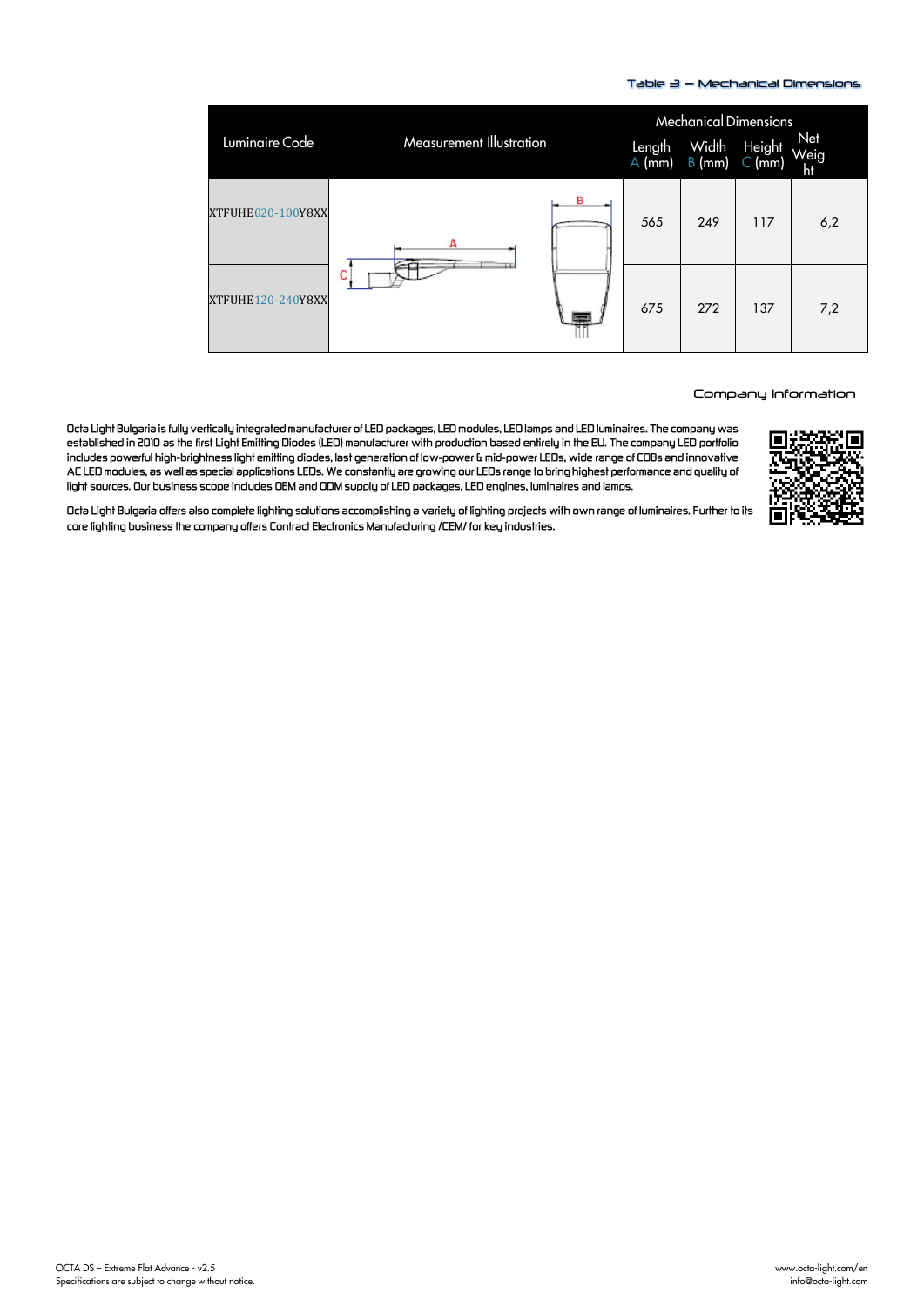### Table 3 – Mechanical Dimensions

| Luminaire Code | Measurement Illustration | Mechanical Dimensions | | | |
|---|---|---|---|---|---|
| | | Length A (mm) | Width B (mm) | Height C (mm) | Net Weight |
| XTFUHE020-100Y8XX | | 565 | 249 | 117 | 6,2 |
| XTFUHE120-240Y8XX | | 675 | 272 | 137 | 7,2 |

### Company Information

Octa Light Bulgaria is fully vertically integrated manufacturer of LED packages, LED modules, LED lamps and LED luminaires. The company was established in 2010 as the first Light Emitting Diodes (LED) manufacturer with production based entirely in the EU. The company LED portfolio includes powerful high-brightness light emitting diodes, last generation of low-power & mid-power LEDs, wide range of COBs and innovative AC LED modules, as well as special applications LEDs. We constantly are growing our LEDs range to bring highest performance and quality of light sources. Our business scope includes OEM and ODM supply of LED packages, LED engines, luminaires and lamps.

Octa Light Bulgaria offers also complete lighting solutions accomplishing a variety of lighting projects with own range of luminaires. Further to its core lighting business the company offers Contract Electronics Manufacturing /CEM/ for key industries.